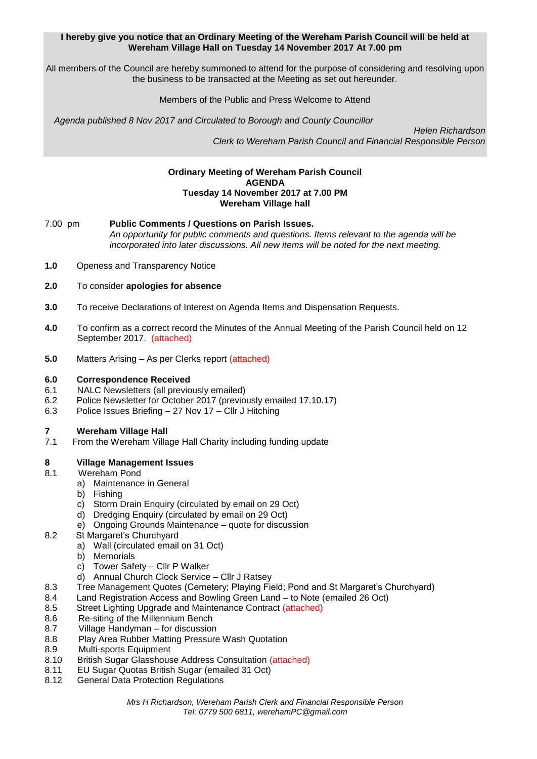**I hereby give you notice that an Ordinary Meeting of the Wereham Parish Council will be held at Wereham Village Hall on Tuesday 14 November 2017 At 7.00 pm**

All members of the Council are hereby summoned to attend for the purpose of considering and resolving upon the business to be transacted at the Meeting as set out hereunder.

Members of the Public and Press Welcome to Attend

*Agenda published 8 Nov 2017 and Circulated to Borough and County Councillor*

*Helen Richardson*
*Clerk to Wereham Parish Council and Financial Responsible Person*

**Ordinary Meeting of Wereham Parish Council**
**AGENDA**
**Tuesday 14 November 2017 at 7.00 PM**
**Wereham Village hall**

7.00 pm **Public Comments / Questions on Parish Issues.**
*An opportunity for public comments and questions. Items relevant to the agenda will be incorporated into later discussions. All new items will be noted for the next meeting.*

**1.0** Openess and Transparency Notice

**2.0** To consider **apologies for absence**

**3.0** To receive Declarations of Interest on Agenda Items and Dispensation Requests.

**4.0** To confirm as a correct record the Minutes of the Annual Meeting of the Parish Council held on 12 September 2017. (attached)

**5.0** Matters Arising – As per Clerks report (attached)

**6.0 Correspondence Received**
6.1 NALC Newsletters (all previously emailed)
6.2 Police Newsletter for October 2017 (previously emailed 17.10.17)
6.3 Police Issues Briefing – 27 Nov 17 – Cllr J Hitching

**7 Wereham Village Hall**
7.1 From the Wereham Village Hall Charity including funding update

**8 Village Management Issues**
8.1 Wereham Pond
- a) Maintenance in General
- b) Fishing
- c) Storm Drain Enquiry (circulated by email on 29 Oct)
- d) Dredging Enquiry (circulated by email on 29 Oct)
- e) Ongoing Grounds Maintenance – quote for discussion

8.2 St Margaret's Churchyard
- a) Wall (circulated email on 31 Oct)
- b) Memorials
- c) Tower Safety – Cllr P Walker
- d) Annual Church Clock Service – Cllr J Ratsey

8.3 Tree Management Quotes (Cemetery; Playing Field; Pond and St Margaret's Churchyard)
8.4 Land Registration Access and Bowling Green Land – to Note (emailed 26 Oct)
8.5 Street Lighting Upgrade and Maintenance Contract (attached)
8.6 Re-siting of the Millennium Bench
8.7 Village Handyman – for discussion
8.8 Play Area Rubber Matting Pressure Wash Quotation
8.9 Multi-sports Equipment
8.10 British Sugar Glasshouse Address Consultation (attached)
8.11 EU Sugar Quotas British Sugar (emailed 31 Oct)
8.12 General Data Protection Regulations

*Mrs H Richardson, Wereham Parish Clerk and Financial Responsible Person*
*Tel: 0779 500 6811, werehamPC@gmail.com*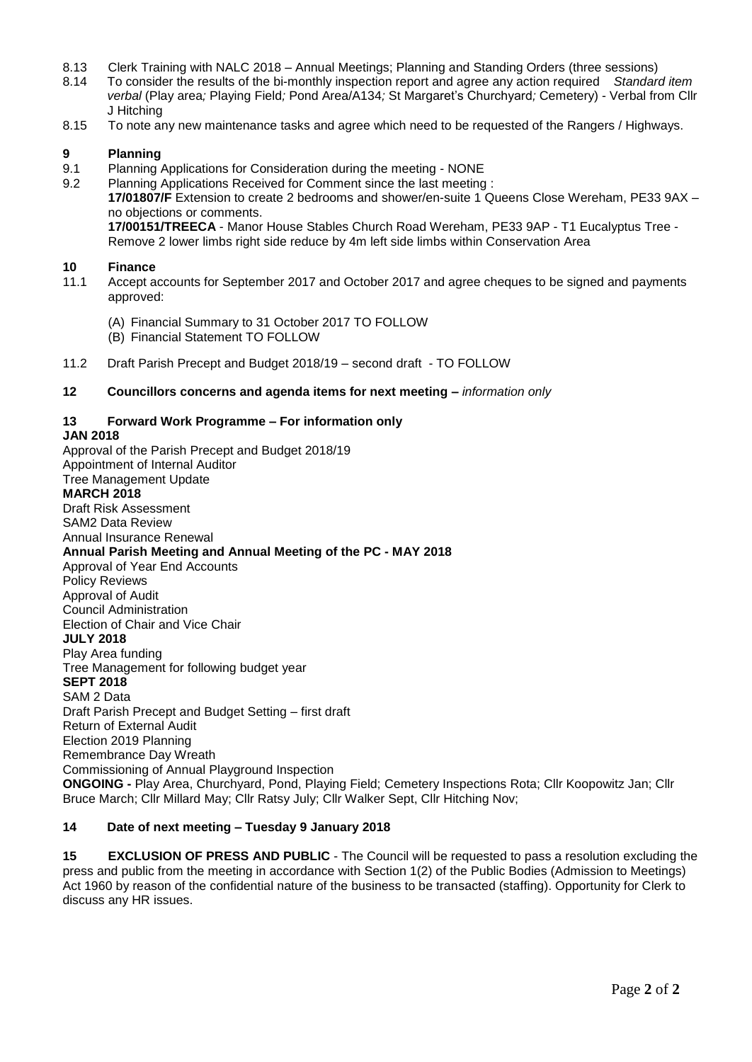8.13 Clerk Training with NALC 2018 – Annual Meetings; Planning and Standing Orders (three sessions)

8.14 To consider the results of the bi-monthly inspection report and agree any action required *Standard item verbal* (Play area*;* Playing Field*;* Pond Area/A134*;* St Margaret's Churchyard*;* Cemetery) - Verbal from Cllr J Hitching

8.15 To note any new maintenance tasks and agree which need to be requested of the Rangers / Highways.

## 9 Planning

9.1 Planning Applications for Consideration during the meeting - NONE

9.2 Planning Applications Received for Comment since the last meeting :

**17/01807/F** Extension to create 2 bedrooms and shower/en-suite 1 Queens Close Wereham, PE33 9AX – no objections or comments.

**17/00151/TREECA** - Manor House Stables Church Road Wereham, PE33 9AP - T1 Eucalyptus Tree - Remove 2 lower limbs right side reduce by 4m left side limbs within Conservation Area

## 10 Finance

11.1 Accept accounts for September 2017 and October 2017 and agree cheques to be signed and payments approved:

(A) Financial Summary to 31 October 2017 TO FOLLOW
(B) Financial Statement TO FOLLOW

11.2 Draft Parish Precept and Budget 2018/19 – second draft - TO FOLLOW

## 12 Councillors concerns and agenda items for next meeting – *information only*

## 13 Forward Work Programme – For information only

**JAN 2018**
Approval of the Parish Precept and Budget 2018/19
Appointment of Internal Auditor
Tree Management Update

**MARCH 2018**
Draft Risk Assessment
SAM2 Data Review
Annual Insurance Renewal

**Annual Parish Meeting and Annual Meeting of the PC - MAY 2018**
Approval of Year End Accounts
Policy Reviews
Approval of Audit
Council Administration
Election of Chair and Vice Chair

**JULY 2018**
Play Area funding
Tree Management for following budget year

**SEPT 2018**
SAM 2 Data
Draft Parish Precept and Budget Setting – first draft
Return of External Audit
Election 2019 Planning
Remembrance Day Wreath
Commissioning of Annual Playground Inspection

**ONGOING -** Play Area, Churchyard, Pond, Playing Field; Cemetery Inspections Rota; Cllr Koopowitz Jan; Cllr Bruce March; Cllr Millard May; Cllr Ratsy July; Cllr Walker Sept, Cllr Hitching Nov;

## 14 Date of next meeting – Tuesday 9 January 2018

**15 EXCLUSION OF PRESS AND PUBLIC** - The Council will be requested to pass a resolution excluding the press and public from the meeting in accordance with Section 1(2) of the Public Bodies (Admission to Meetings) Act 1960 by reason of the confidential nature of the business to be transacted (staffing). Opportunity for Clerk to discuss any HR issues.